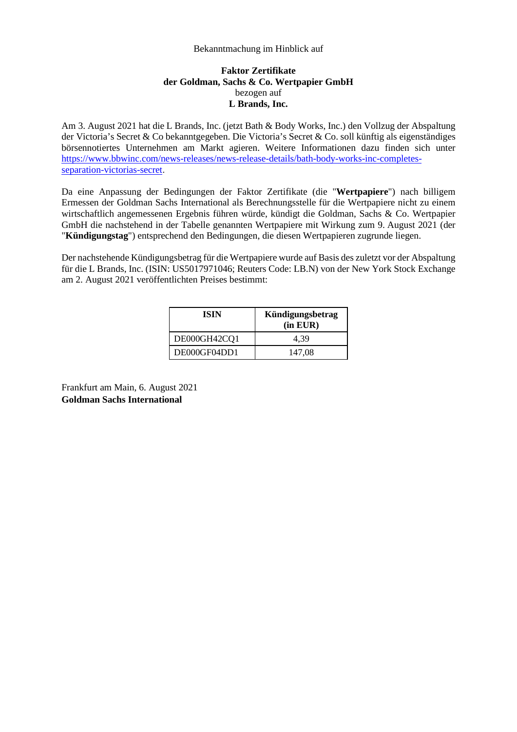Bekanntmachung im Hinblick auf

**Faktor Zertifikate**
**der Goldman, Sachs & Co. Wertpapier GmbH**
bezogen auf
**L Brands, Inc.**

Am 3. August 2021 hat die L Brands, Inc. (jetzt Bath & Body Works, Inc.) den Vollzug der Abspaltung der Victoria's Secret & Co bekanntgegeben. Die Victoria's Secret & Co. soll künftig als eigenständiges börsennotiertes Unternehmen am Markt agieren. Weitere Informationen dazu finden sich unter [https://www.bbwinc.com/news-releases/news-release-details/bath-body-works-inc-completes-separation-victorias-secret](https://www.bbwinc.com/news-releases/news-release-details/bath-body-works-inc-completes-separation-victorias-secret).

Da eine Anpassung der Bedingungen der Faktor Zertifikate (die "**Wertpapiere**") nach billigem Ermessen der Goldman Sachs International als Berechnungsstelle für die Wertpapiere nicht zu einem wirtschaftlich angemessenen Ergebnis führen würde, kündigt die Goldman, Sachs & Co. Wertpapier GmbH die nachstehend in der Tabelle genannten Wertpapiere mit Wirkung zum 9. August 2021 (der "**Kündigungstag**") entsprechend den Bedingungen, die diesen Wertpapieren zugrunde liegen.

Der nachstehende Kündigungsbetrag für die Wertpapiere wurde auf Basis des zuletzt vor der Abspaltung für die L Brands, Inc. (ISIN: US5017971046; Reuters Code: LB.N) von der New York Stock Exchange am 2. August 2021 veröffentlichten Preises bestimmt:

| ISIN | Kündigungsbetrag (in EUR) |
|---|---|
| DE000GH42CQ1 | 4,39 |
| DE000GF04DD1 | 147,08 |

Frankfurt am Main, 6. August 2021
**Goldman Sachs International**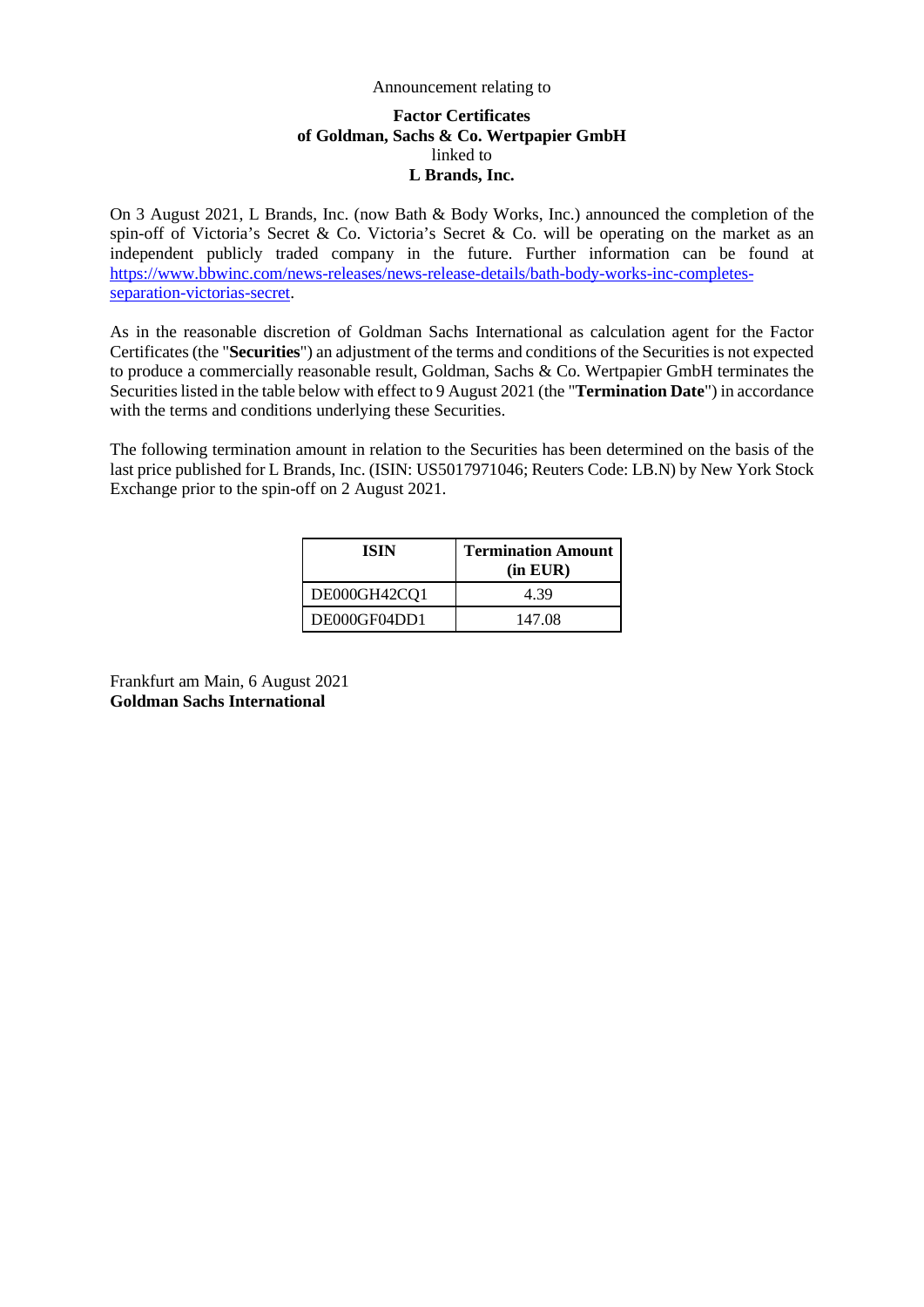Announcement relating to

**Factor Certificates**
**of Goldman, Sachs & Co. Wertpapier GmbH**
linked to
**L Brands, Inc.**

On 3 August 2021, L Brands, Inc. (now Bath & Body Works, Inc.) announced the completion of the spin-off of Victoria's Secret & Co. Victoria's Secret & Co. will be operating on the market as an independent publicly traded company in the future. Further information can be found at [https://www.bbwinc.com/news-releases/news-release-details/bath-body-works-inc-completes-separation-victorias-secret](https://www.bbwinc.com/news-releases/news-release-details/bath-body-works-inc-completes-separation-victorias-secret).

As in the reasonable discretion of Goldman Sachs International as calculation agent for the Factor Certificates (the "**Securities**") an adjustment of the terms and conditions of the Securities is not expected to produce a commercially reasonable result, Goldman, Sachs & Co. Wertpapier GmbH terminates the Securities listed in the table below with effect to 9 August 2021 (the "**Termination Date**") in accordance with the terms and conditions underlying these Securities.

The following termination amount in relation to the Securities has been determined on the basis of the last price published for L Brands, Inc. (ISIN: US5017971046; Reuters Code: LB.N) by New York Stock Exchange prior to the spin-off on 2 August 2021.

| ISIN | Termination Amount (in EUR) |
|---|---|
| DE000GH42CQ1 | 4.39 |
| DE000GF04DD1 | 147.08 |

Frankfurt am Main, 6 August 2021
**Goldman Sachs International**